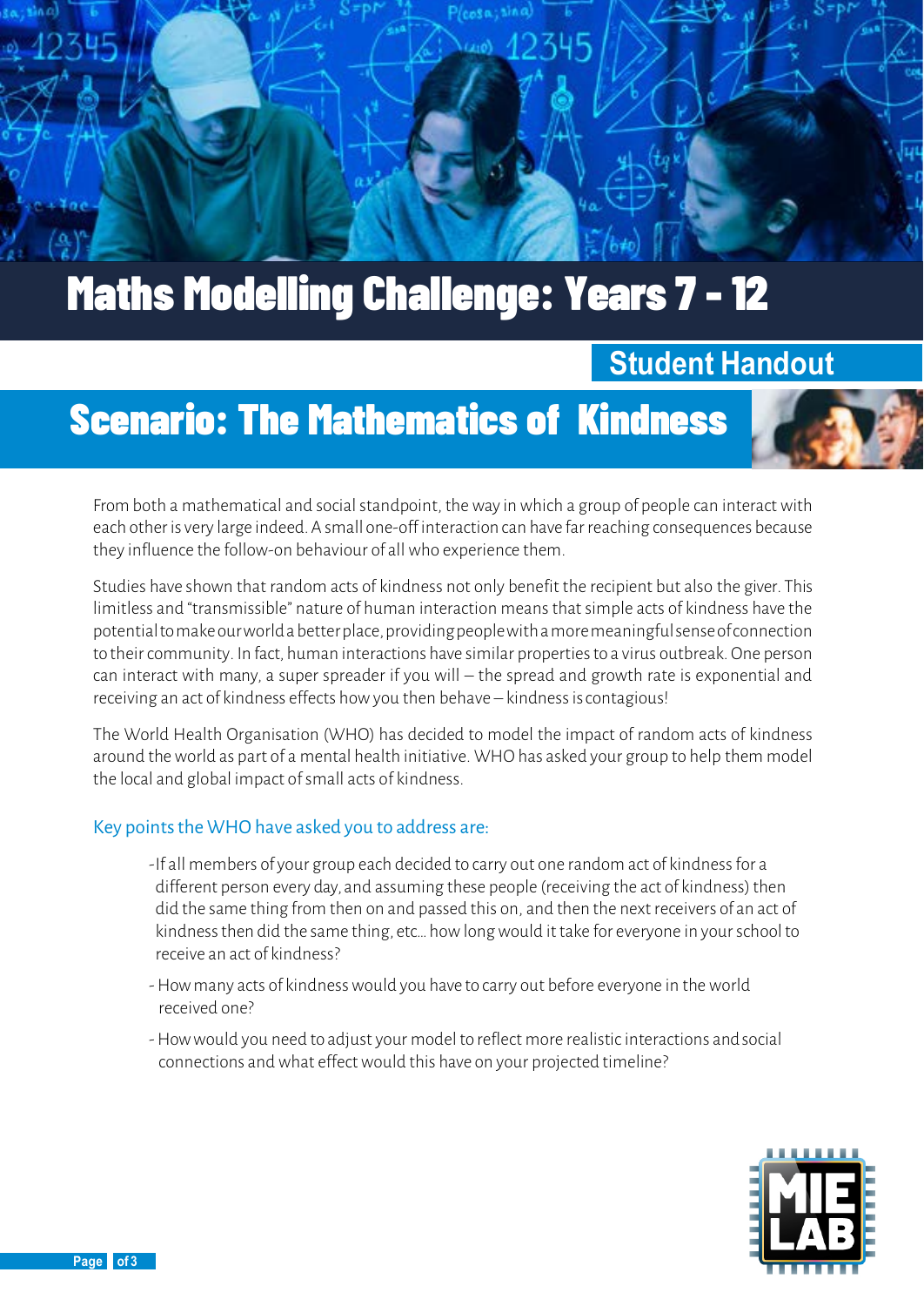# Maths Modelling Challenge: Years 7 - 12

## Student Handout

## Scenario: The Mathematics of Kindness

From both a mathematical and social standpoint, the way in which a group of people can interact with each other is very large indeed. A small one-off interaction can have far reaching consequences because they influence the follow-on behaviour of all who experience them.

Studies have shown that random acts of kindness not only benefit the recipient but also the giver. This limitless and "transmissible" nature of human interaction means that simple acts of kindness have the potential to make our world a better place, providing people with a more meaningful sense of connection to their community. In fact, human interactions have similar properties to a virus outbreak. One person can interact with many, a super spreader if you will – the spread and growth rate is exponential and receiving an act of kindness effects how you then behave – kindness is contagious!

The World Health Organisation (WHO) has decided to model the impact of random acts of kindness around the world as part of a mental health initiative. WHO has asked your group to help them model the local and global impact of small acts of kindness.

### Key points the WHO have asked you to address are:

- If all members of your group each decided to carry out one random act of kindness for a different person every day, and assuming these people (receiving the act of kindness) then did the same thing from then on and passed this on, and then the next receivers of an act of kindness then did the same thing, etc... how long would it take for everyone in your school to receive an act of kindness?
- How many acts of kindness would you have to carry out before everyone in the world received one?
- How would you need to adjust your model to reflect more realistic interactions and social connections and what effect would this have on your projected timeline?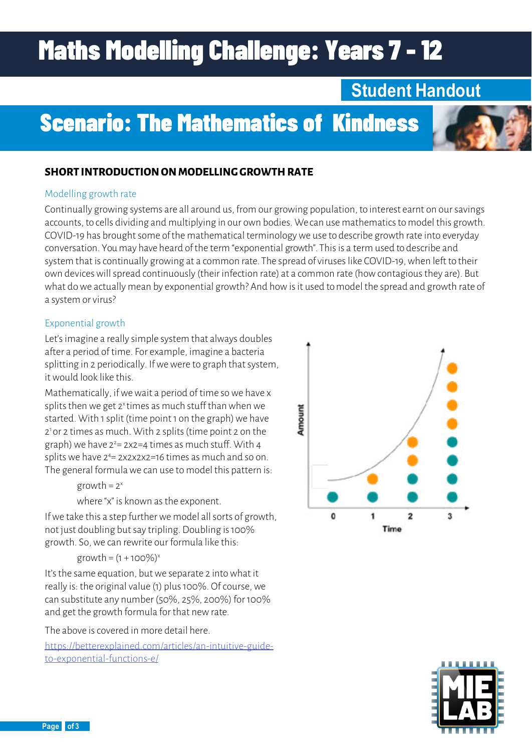# Maths Modelling Challenge: Years 7 - 12

## Student Handout

# Scenario: The Mathematics of Kindness

### SHORT INTRODUCTION ON MODELLING GROWTH RATE

#### Modelling growth rate

Continually growing systems are all around us, from our growing population, to interest earnt on our savings accounts, to cells dividing and multiplying in our own bodies. We can use mathematics to model this growth. COVID-19 has brought some of the mathematical terminology we use to describe growth rate into everyday conversation. You may have heard of the term "exponential growth". This is a term used to describe and system that is continually growing at a common rate. The spread of viruses like COVID-19, when left to their own devices will spread continuously (their infection rate) at a common rate (how contagious they are). But what do we actually mean by exponential growth? And how is it used to model the spread and growth rate of a system or virus?

#### Exponential growth

Let's imagine a really simple system that always doubles after a period of time. For example, imagine a bacteria splitting in 2 periodically. If we were to graph that system, it would look like this.

Mathematically, if we wait a period of time so we have x splits then we get $2^x$ times as much stuff than when we started. With 1 split (time point 1 on the graph) we have $2^1$ or 2 times as much. With 2 splits (time point 2 on the graph) we have $2^2 = 2 \times 2 = 4$ times as much stuff. With 4 splits we have $2^4 = 2 \times 2 \times 2 \times 2 = 16$ times as much and so on. The general formula we can use to model this pattern is:

$$\text{growth} = 2^x$$

where "x" is known as the exponent.

If we take this a step further we model all sorts of growth, not just doubling but say tripling. Doubling is 100% growth. So, we can rewrite our formula like this:

$$\text{growth} = (1 + 100\%)^x$$

It's the same equation, but we separate 2 into what it really is: the original value (1) plus 100%. Of course, we can substitute any number (50%, 25%, 200%) for 100% and get the growth formula for that new rate.

The above is covered in more detail here.

[https://betterexplained.com/articles/an-intuitive-guide-to-exponential-functions-e/](https://betterexplained.com/articles/an-intuitive-guide-to-exponential-functions-e/)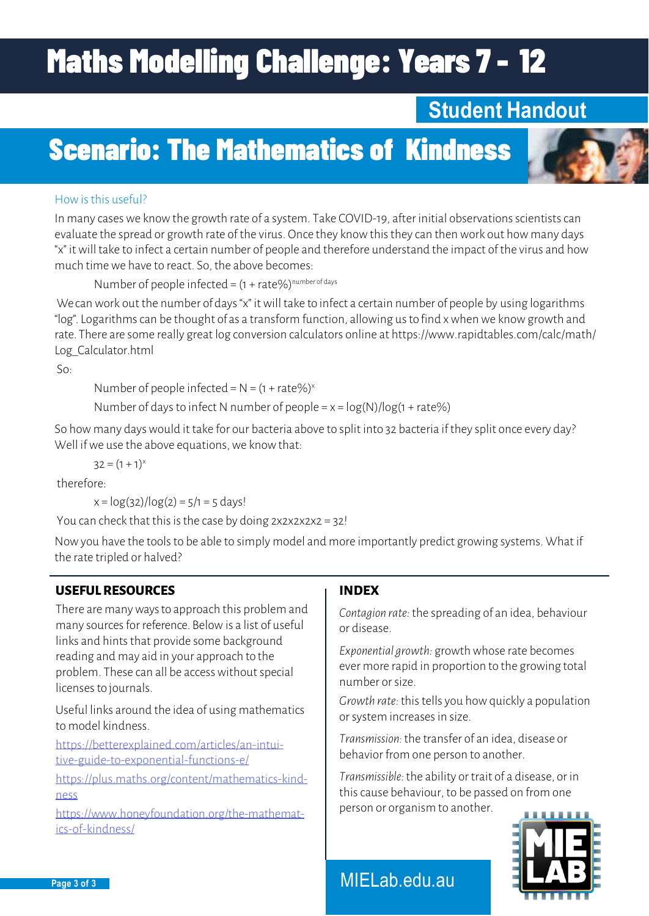# Maths Modelling Challenge: Years 7 - 12

## Student Handout

# Scenario: The Mathematics of Kindness

### How is this useful?

In many cases we know the growth rate of a system. Take COVID-19, after initial observations scientists can evaluate the spread or growth rate of the virus. Once they know this they can then work out how many days "x" it will take to infect a certain number of people and therefore understand the impact of the virus and how much time we have to react. So, the above becomes:

$$\text{Number of people infected} = (1 + \text{rate}\%)^{\text{number of days}}$$

We can work out the number of days "x" it will take to infect a certain number of people by using logarithms "log". Logarithms can be thought of as a transform function, allowing us to find x when we know growth and rate. There are some really great log conversion calculators online at https://www.rapidtables.com/calc/math/Log_Calculator.html

So:

$$\text{Number of people infected} = N = (1 + \text{rate}\%)^{x}$$

$$\text{Number of days to infect N number of people} = x = \log(N)/\log(1 + \text{rate}\%)$$

So how many days would it take for our bacteria above to split into 32 bacteria if they split once every day? Well if we use the above equations, we know that:

$$32 = (1 + 1)^{x}$$

therefore:

$$x = \log(32)/\log(2) = 5/1 = 5 \text{ days!}$$

You can check that this is the case by doing 2x2x2x2x2 = 32!

Now you have the tools to be able to simply model and more importantly predict growing systems. What if the rate tripled or halved?

## USEFUL RESOURCES

There are many ways to approach this problem and many sources for reference. Below is a list of useful links and hints that provide some background reading and may aid in your approach to the problem. These can all be access without special licenses to journals.

Useful links around the idea of using mathematics to model kindness.

https://betterexplained.com/articles/an-intuitive-guide-to-exponential-functions-e/

https://plus.maths.org/content/mathematics-kindness

https://www.honeyfoundation.org/the-mathematics-of-kindness/

## INDEX

*Contagion rate:* the spreading of an idea, behaviour or disease.

*Exponential growth:* growth whose rate becomes ever more rapid in proportion to the growing total number or size.

*Growth rate:* this tells you how quickly a population or system increases in size.

*Transmission:* the transfer of an idea, disease or behavior from one person to another.

*Transmissible:* the ability or trait of a disease, or in this cause behaviour, to be passed on from one person or organism to another.

MIELab.edu.au